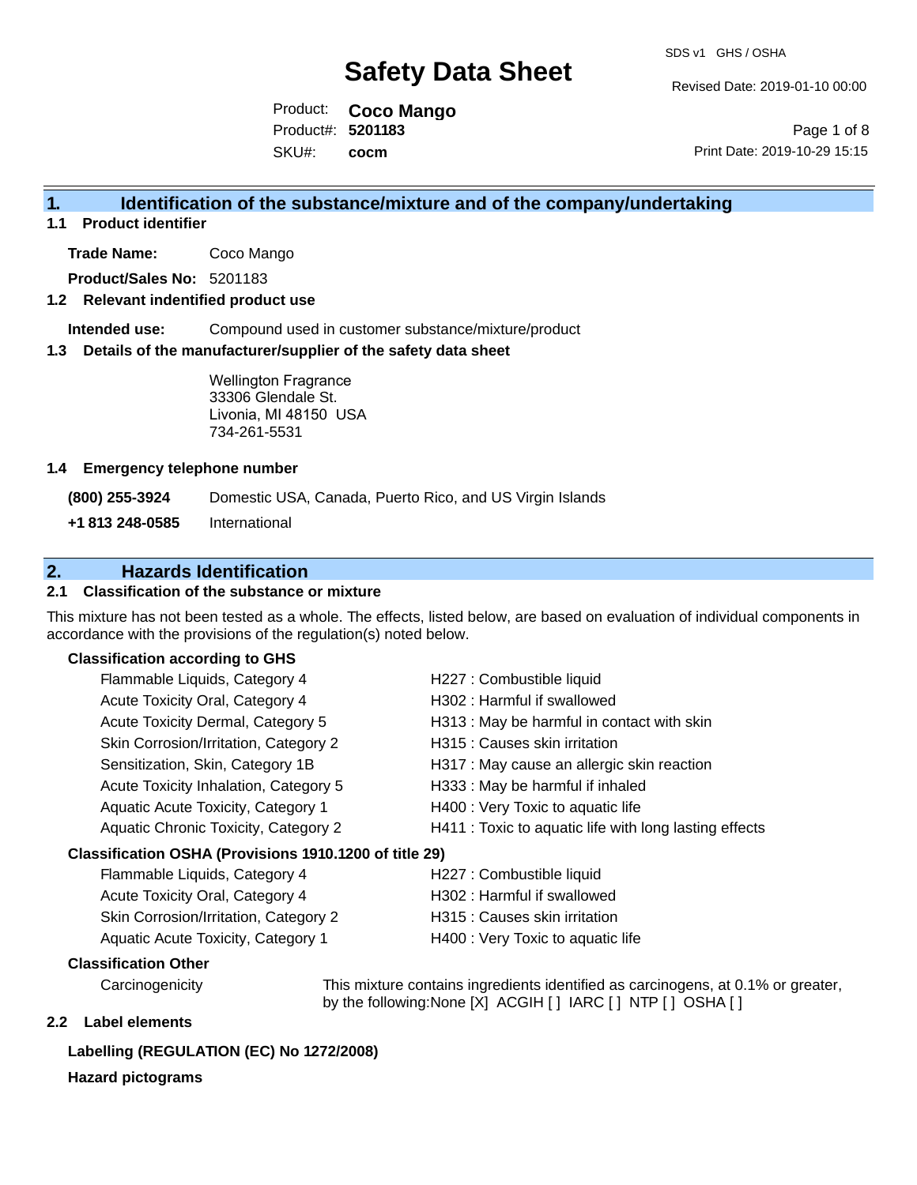# Safety Data Sheet

SDS v1 GHS / OSHA

Revised Date: 2019-01-10 00:00

Product: **Coco Mango**
Product#: **5201183**
SKU#: **cocm**

Print Date: 2019-10-29 15:15

## 1. Identification of the substance/mixture and of the company/undertaking

### 1.1 Product identifier

**Trade Name:** Coco Mango

**Product/Sales No:** 5201183

### 1.2 Relevant identified product use

**Intended use:** Compound used in customer substance/mixture/product

### 1.3 Details of the manufacturer/supplier of the safety data sheet

Wellington Fragrance
33306 Glendale St.
Livonia, MI 48150 USA
734-261-5531

### 1.4 Emergency telephone number

**(800) 255-3924** Domestic USA, Canada, Puerto Rico, and US Virgin Islands

**+1 813 248-0585** International

## 2. Hazards Identification

### 2.1 Classification of the substance or mixture

This mixture has not been tested as a whole. The effects, listed below, are based on evaluation of individual components in accordance with the provisions of the regulation(s) noted below.

**Classification according to GHS**

| | |
|---|---|
| Flammable Liquids, Category 4 | H227 : Combustible liquid |
| Acute Toxicity Oral, Category 4 | H302 : Harmful if swallowed |
| Acute Toxicity Dermal, Category 5 | H313 : May be harmful in contact with skin |
| Skin Corrosion/Irritation, Category 2 | H315 : Causes skin irritation |
| Sensitization, Skin, Category 1B | H317 : May cause an allergic skin reaction |
| Acute Toxicity Inhalation, Category 5 | H333 : May be harmful if inhaled |
| Aquatic Acute Toxicity, Category 1 | H400 : Very Toxic to aquatic life |
| Aquatic Chronic Toxicity, Category 2 | H411 : Toxic to aquatic life with long lasting effects |

**Classification OSHA (Provisions 1910.1200 of title 29)**

| | |
|---|---|
| Flammable Liquids, Category 4 | H227 : Combustible liquid |
| Acute Toxicity Oral, Category 4 | H302 : Harmful if swallowed |
| Skin Corrosion/Irritation, Category 2 | H315 : Causes skin irritation |
| Aquatic Acute Toxicity, Category 1 | H400 : Very Toxic to aquatic life |

**Classification Other**

Carcinogenicity: This mixture contains ingredients identified as carcinogens, at 0.1% or greater, by the following:None [X] ACGIH [ ] IARC [ ] NTP [ ] OSHA [ ]

### 2.2 Label elements

**Labelling (REGULATION (EC) No 1272/2008)**

**Hazard pictograms**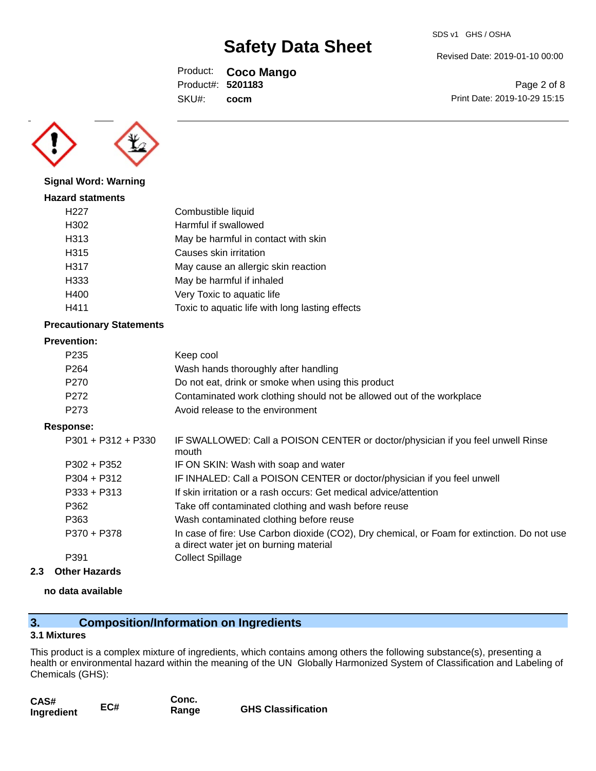**Signal Word: Warning**

**Hazard statments**

| | |
|---|---|
| H227 | Combustible liquid |
| H302 | Harmful if swallowed |
| H313 | May be harmful in contact with skin |
| H315 | Causes skin irritation |
| H317 | May cause an allergic skin reaction |
| H333 | May be harmful if inhaled |
| H400 | Very Toxic to aquatic life |
| H411 | Toxic to aquatic life with long lasting effects |

**Precautionary Statements**

**Prevention:**

| | |
|---|---|
| P235 | Keep cool |
| P264 | Wash hands thoroughly after handling |
| P270 | Do not eat, drink or smoke when using this product |
| P272 | Contaminated work clothing should not be allowed out of the workplace |
| P273 | Avoid release to the environment |

**Response:**

| | |
|---|---|
| P301 + P312 + P330 | IF SWALLOWED: Call a POISON CENTER or doctor/physician if you feel unwell Rinse mouth |
| P302 + P352 | IF ON SKIN: Wash with soap and water |
| P304 + P312 | IF INHALED: Call a POISON CENTER or doctor/physician if you feel unwell |
| P333 + P313 | If skin irritation or a rash occurs: Get medical advice/attention |
| P362 | Take off contaminated clothing and wash before reuse |
| P363 | Wash contaminated clothing before reuse |
| P370 + P378 | In case of fire: Use Carbon dioxide ($CO_2$), Dry chemical, or Foam for extinction. Do not use a direct water jet on burning material |
| P391 | Collect Spillage |

### 2.3 Other Hazards

**no data available**

## 3. Composition/Information on Ingredients

### 3.1 Mixtures

This product is a complex mixture of ingredients, which contains among others the following substance(s), presenting a health or environmental hazard within the meaning of the UN Globally Harmonized System of Classification and Labeling of Chemicals (GHS):

| CAS# Ingredient | EC# | Conc. Range | GHS Classification |
|---|---|---|---|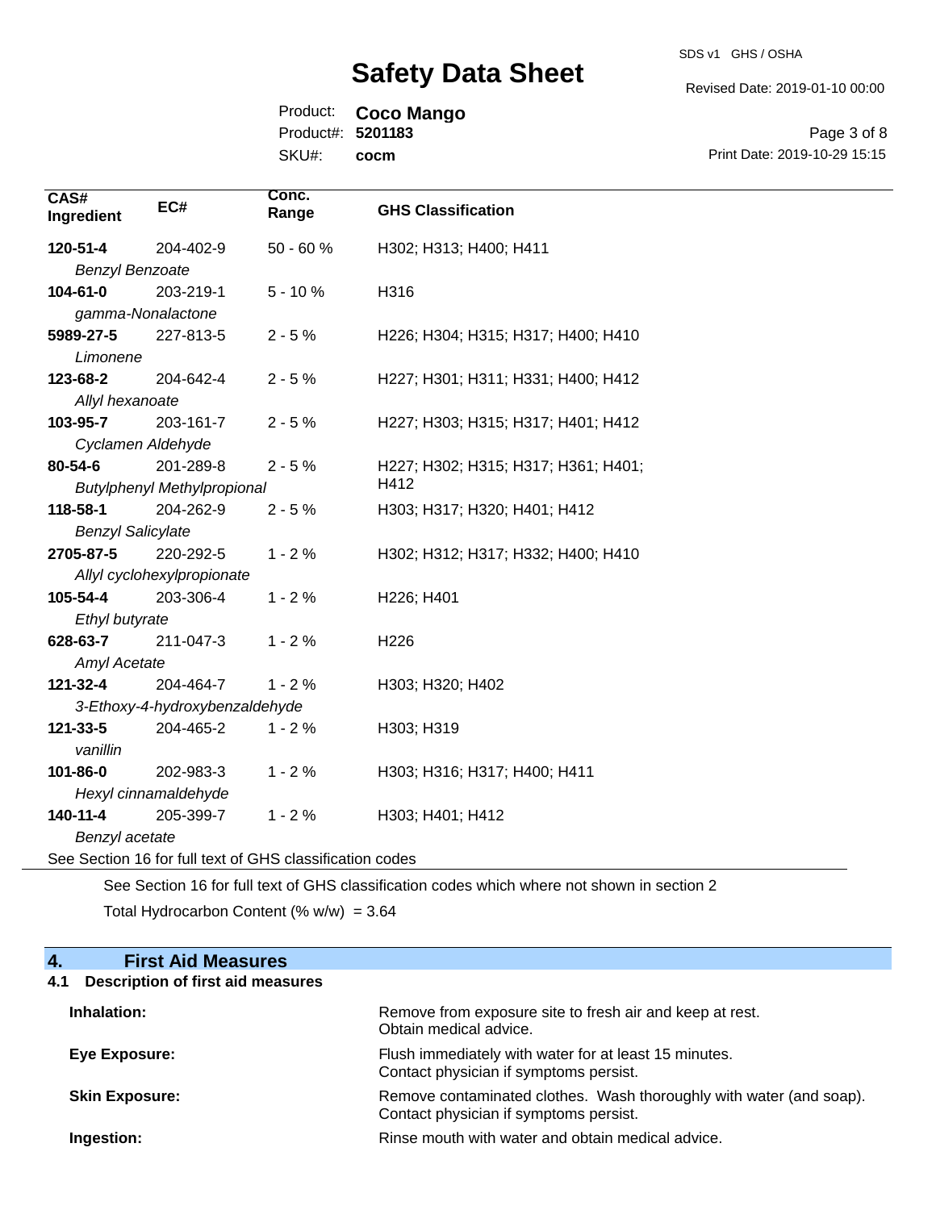| CAS# Ingredient | EC# | Conc. Range | GHS Classification |
| --- | --- | --- | --- |
| **120-51-4** *Benzyl Benzoate* | 204-402-9 | 50 - 60 % | H302; H313; H400; H411 |
| **104-61-0** *gamma-Nonalactone* | 203-219-1 | 5 - 10 % | H316 |
| **5989-27-5** *Limonene* | 227-813-5 | 2 - 5 % | H226; H304; H315; H317; H400; H410 |
| **123-68-2** *Allyl hexanoate* | 204-642-4 | 2 - 5 % | H227; H301; H311; H331; H400; H412 |
| **103-95-7** *Cyclamen Aldehyde* | 203-161-7 | 2 - 5 % | H227; H303; H315; H317; H401; H412 |
| **80-54-6** *Butylphenyl Methylpropional* | 201-289-8 | 2 - 5 % | H227; H302; H315; H317; H361; H401; H412 |
| **118-58-1** *Benzyl Salicylate* | 204-262-9 | 2 - 5 % | H303; H317; H320; H401; H412 |
| **2705-87-5** *Allyl cyclohexylpropionate* | 220-292-5 | 1 - 2 % | H302; H312; H317; H332; H400; H410 |
| **105-54-4** *Ethyl butyrate* | 203-306-4 | 1 - 2 % | H226; H401 |
| **628-63-7** *Amyl Acetate* | 211-047-3 | 1 - 2 % | H226 |
| **121-32-4** *3-Ethoxy-4-hydroxybenzaldehyde* | 204-464-7 | 1 - 2 % | H303; H320; H402 |
| **121-33-5** *vanillin* | 204-465-2 | 1 - 2 % | H303; H319 |
| **101-86-0** *Hexyl cinnamaldehyde* | 202-983-3 | 1 - 2 % | H303; H316; H317; H400; H411 |
| **140-11-4** *Benzyl acetate* | 205-399-7 | 1 - 2 % | H303; H401; H412 |

See Section 16 for full text of GHS classification codes

See Section 16 for full text of GHS classification codes which where not shown in section 2

Total Hydrocarbon Content (% w/w) = 3.64

## 4. First Aid Measures

### 4.1 Description of first aid measures

**Inhalation:** Remove from exposure site to fresh air and keep at rest. Obtain medical advice.

**Eye Exposure:** Flush immediately with water for at least 15 minutes. Contact physician if symptoms persist.

**Skin Exposure:** Remove contaminated clothes. Wash thoroughly with water (and soap). Contact physician if symptoms persist.

**Ingestion:** Rinse mouth with water and obtain medical advice.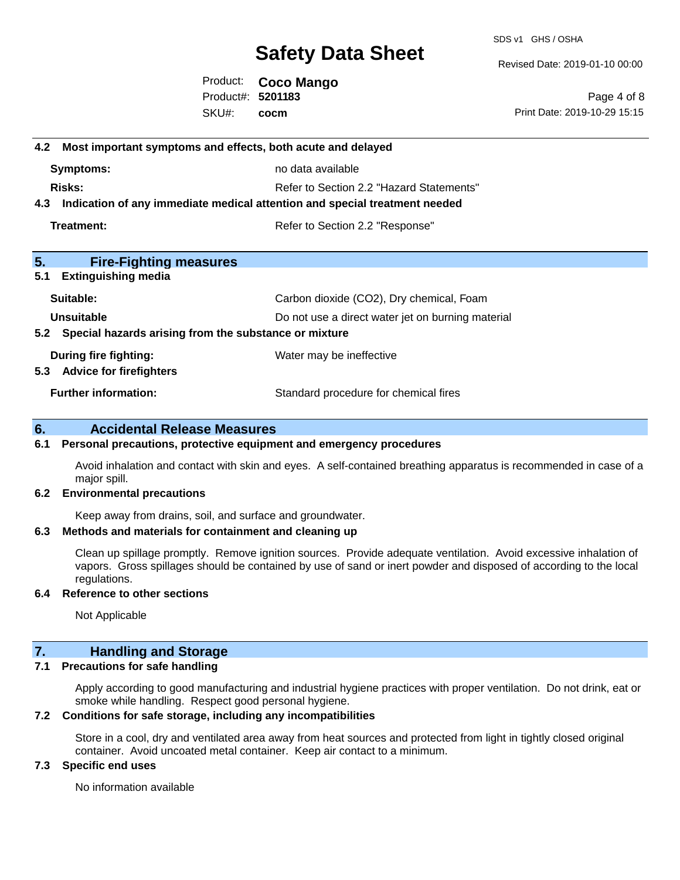### 4.2 Most important symptoms and effects, both acute and delayed

**Symptoms:** no data available

**Risks:** Refer to Section 2.2 "Hazard Statements"

### 4.3 Indication of any immediate medical attention and special treatment needed

**Treatment:** Refer to Section 2.2 "Response"

## 5. Fire-Fighting measures

### 5.1 Extinguishing media

**Suitable:** Carbon dioxide ($CO_2$), Dry chemical, Foam

**Unsuitable** Do not use a direct water jet on burning material

### 5.2 Special hazards arising from the substance or mixture

**During fire fighting:** Water may be ineffective

### 5.3 Advice for firefighters

**Further information:** Standard procedure for chemical fires

## 6. Accidental Release Measures

### 6.1 Personal precautions, protective equipment and emergency procedures

Avoid inhalation and contact with skin and eyes. A self-contained breathing apparatus is recommended in case of a major spill.

### 6.2 Environmental precautions

Keep away from drains, soil, and surface and groundwater.

### 6.3 Methods and materials for containment and cleaning up

Clean up spillage promptly. Remove ignition sources. Provide adequate ventilation. Avoid excessive inhalation of vapors. Gross spillages should be contained by use of sand or inert powder and disposed of according to the local regulations.

### 6.4 Reference to other sections

Not Applicable

## 7. Handling and Storage

### 7.1 Precautions for safe handling

Apply according to good manufacturing and industrial hygiene practices with proper ventilation. Do not drink, eat or smoke while handling. Respect good personal hygiene.

### 7.2 Conditions for safe storage, including any incompatibilities

Store in a cool, dry and ventilated area away from heat sources and protected from light in tightly closed original container. Avoid uncoated metal container. Keep air contact to a minimum.

### 7.3 Specific end uses

No information available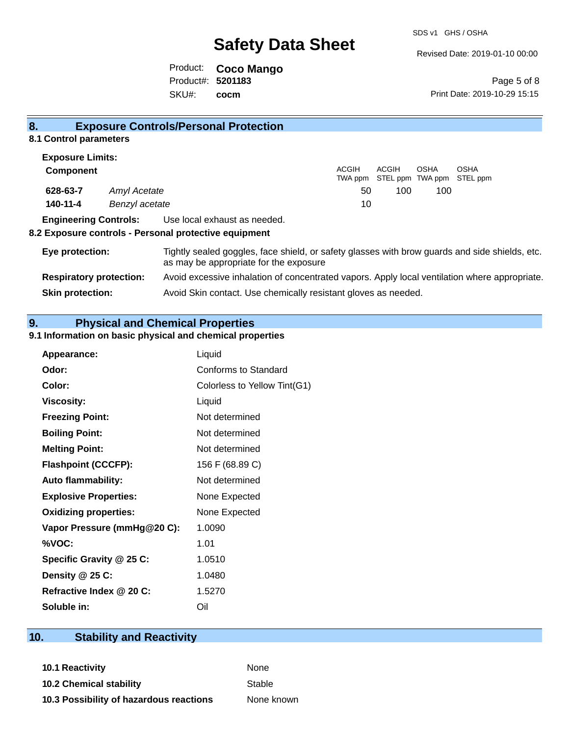## 8. Exposure Controls/Personal Protection

### 8.1 Control parameters

**Exposure Limits:**

| **Component** | | ACGIH TWA ppm | ACGIH STEL ppm | OSHA TWA ppm | OSHA STEL ppm |
|---|---|---|---|---|---|
| **628-63-7** | *Amyl Acetate* | 50 | 100 | 100 | |
| **140-11-4** | *Benzyl acetate* | 10 | | | |

**Engineering Controls:** Use local exhaust as needed.

### 8.2 Exposure controls - Personal protective equipment

**Eye protection:** Tightly sealed goggles, face shield, or safety glasses with brow guards and side shields, etc. as may be appropriate for the exposure

**Respiratory protection:** Avoid excessive inhalation of concentrated vapors. Apply local ventilation where appropriate.

**Skin protection:** Avoid Skin contact. Use chemically resistant gloves as needed.

## 9. Physical and Chemical Properties

### 9.1 Information on basic physical and chemical properties

| | |
|---|---|
| **Appearance:** | Liquid |
| **Odor:** | Conforms to Standard |
| **Color:** | Colorless to Yellow Tint(G1) |
| **Viscosity:** | Liquid |
| **Freezing Point:** | Not determined |
| **Boiling Point:** | Not determined |
| **Melting Point:** | Not determined |
| **Flashpoint (CCCFP):** | 156 F (68.89 C) |
| **Auto flammability:** | Not determined |
| **Explosive Properties:** | None Expected |
| **Oxidizing properties:** | None Expected |
| **Vapor Pressure (mmHg@20 C):** | 1.0090 |
| **%VOC:** | 1.01 |
| **Specific Gravity @ 25 C:** | 1.0510 |
| **Density @ 25 C:** | 1.0480 |
| **Refractive Index @ 20 C:** | 1.5270 |
| **Soluble in:** | Oil |

## 10. Stability and Reactivity

| | |
|---|---|
| **10.1 Reactivity** | None |
| **10.2 Chemical stability** | Stable |
| **10.3 Possibility of hazardous reactions** | None known |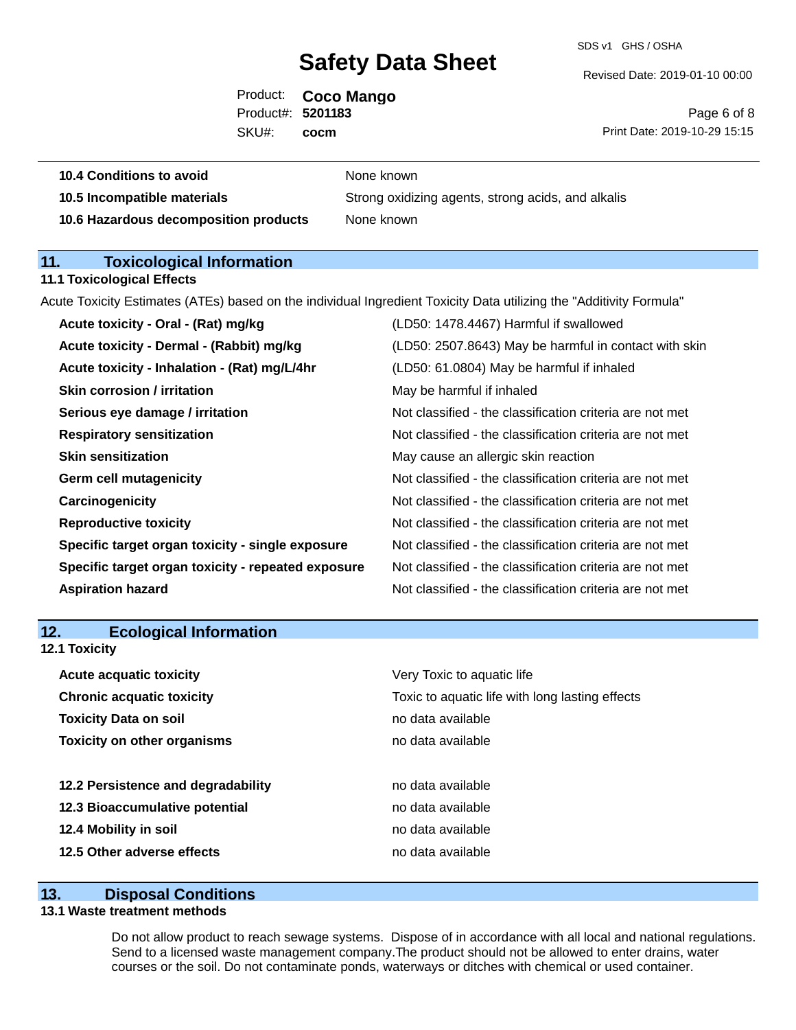| | |
|---|---|
| **10.4 Conditions to avoid** | None known |
| **10.5 Incompatible materials** | Strong oxidizing agents, strong acids, and alkalis |
| **10.6 Hazardous decomposition products** | None known |

## 11. Toxicological Information

### 11.1 Toxicological Effects

Acute Toxicity Estimates (ATEs) based on the individual Ingredient Toxicity Data utilizing the "Additivity Formula"

| | |
|---|---|
| **Acute toxicity - Oral - (Rat) mg/kg** | (LD50: 1478.4467) Harmful if swallowed |
| **Acute toxicity - Dermal - (Rabbit) mg/kg** | (LD50: 2507.8643) May be harmful in contact with skin |
| **Acute toxicity - Inhalation - (Rat) mg/L/4hr** | (LD50: 61.0804) May be harmful if inhaled |
| **Skin corrosion / irritation** | May be harmful if inhaled |
| **Serious eye damage / irritation** | Not classified - the classification criteria are not met |
| **Respiratory sensitization** | Not classified - the classification criteria are not met |
| **Skin sensitization** | May cause an allergic skin reaction |
| **Germ cell mutagenicity** | Not classified - the classification criteria are not met |
| **Carcinogenicity** | Not classified - the classification criteria are not met |
| **Reproductive toxicity** | Not classified - the classification criteria are not met |
| **Specific target organ toxicity - single exposure** | Not classified - the classification criteria are not met |
| **Specific target organ toxicity - repeated exposure** | Not classified - the classification criteria are not met |
| **Aspiration hazard** | Not classified - the classification criteria are not met |

## 12. Ecological Information

### 12.1 Toxicity

| | |
|---|---|
| **Acute acquatic toxicity** | Very Toxic to aquatic life |
| **Chronic acquatic toxicity** | Toxic to aquatic life with long lasting effects |
| **Toxicity Data on soil** | no data available |
| **Toxicity on other organisms** | no data available |

| | |
|---|---|
| **12.2 Persistence and degradability** | no data available |
| **12.3 Bioaccumulative potential** | no data available |
| **12.4 Mobility in soil** | no data available |
| **12.5 Other adverse effects** | no data available |

## 13. Disposal Conditions

### 13.1 Waste treatment methods

Do not allow product to reach sewage systems. Dispose of in accordance with all local and national regulations. Send to a licensed waste management company.The product should not be allowed to enter drains, water courses or the soil. Do not contaminate ponds, waterways or ditches with chemical or used container.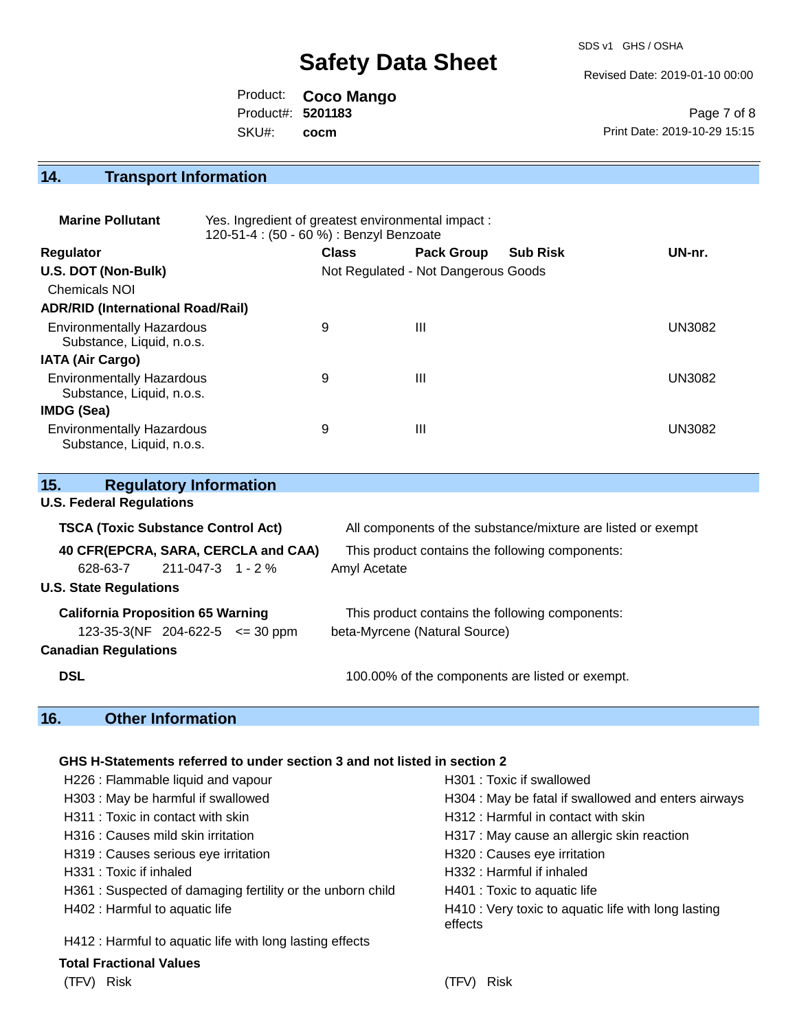## 14. Transport Information

**Marine Pollutant** Yes. Ingredient of greatest environmental impact : 120-51-4 : (50 - 60 %) : Benzyl Benzoate

| Regulator | Class | Pack Group | Sub Risk | UN-nr. |
|---|---|---|---|---|
| **U.S. DOT (Non-Bulk)** | Not Regulated - Not Dangerous Goods | | | |
| Chemicals NOI | | | | |
| **ADR/RID (International Road/Rail)** | | | | |
| Environmentally Hazardous Substance, Liquid, n.o.s. | 9 | III | | UN3082 |
| **IATA (Air Cargo)** | | | | |
| Environmentally Hazardous Substance, Liquid, n.o.s. | 9 | III | | UN3082 |
| **IMDG (Sea)** | | | | |
| Environmentally Hazardous Substance, Liquid, n.o.s. | 9 | III | | UN3082 |

## 15. Regulatory Information

**U.S. Federal Regulations**

**TSCA (Toxic Substance Control Act)** All components of the substance/mixture are listed or exempt

**40 CFR(EPCRA, SARA, CERCLA and CAA)** This product contains the following components:

| | | | |
|---|---|---|---|
| 628-63-7 | 211-047-3 | 1 - 2 % | Amyl Acetate |

**U.S. State Regulations**

**California Proposition 65 Warning** This product contains the following components:

| | | | |
|---|---|---|---|
| 123-35-3(NF | 204-622-5 | <= 30 ppm | beta-Myrcene (Natural Source) |

**Canadian Regulations**

**DSL** 100.00% of the components are listed or exempt.

## 16. Other Information

**GHS H-Statements referred to under section 3 and not listed in section 2**

- H226 : Flammable liquid and vapour
- H301 : Toxic if swallowed
- H303 : May be harmful if swallowed
- H304 : May be fatal if swallowed and enters airways
- H311 : Toxic in contact with skin
- H312 : Harmful in contact with skin
- H316 : Causes mild skin irritation
- H317 : May cause an allergic skin reaction
- H319 : Causes serious eye irritation
- H320 : Causes eye irritation
- H331 : Toxic if inhaled
- H332 : Harmful if inhaled
- H361 : Suspected of damaging fertility or the unborn child
- H401 : Toxic to aquatic life
- H402 : Harmful to aquatic life
- H410 : Very toxic to aquatic life with long lasting effects
- H412 : Harmful to aquatic life with long lasting effects

**Total Fractional Values**

| (TFV) | Risk | (TFV) | Risk |
|---|---|---|---|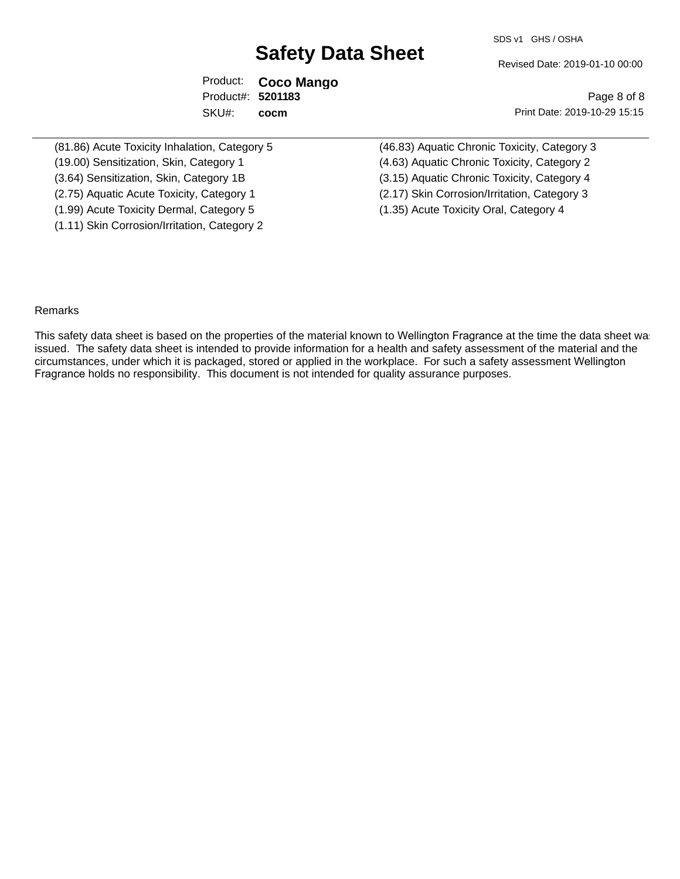(81.86) Acute Toxicity Inhalation, Category 5
(19.00) Sensitization, Skin, Category 1
(3.64) Sensitization, Skin, Category 1B
(2.75) Aquatic Acute Toxicity, Category 1
(1.99) Acute Toxicity Dermal, Category 5
(1.11) Skin Corrosion/Irritation, Category 2
(46.83) Aquatic Chronic Toxicity, Category 3
(4.63) Aquatic Chronic Toxicity, Category 2
(3.15) Aquatic Chronic Toxicity, Category 4
(2.17) Skin Corrosion/Irritation, Category 3
(1.35) Acute Toxicity Oral, Category 4

Remarks

This safety data sheet is based on the properties of the material known to Wellington Fragrance at the time the data sheet was issued. The safety data sheet is intended to provide information for a health and safety assessment of the material and the circumstances, under which it is packaged, stored or applied in the workplace. For such a safety assessment Wellington Fragrance holds no responsibility. This document is not intended for quality assurance purposes.